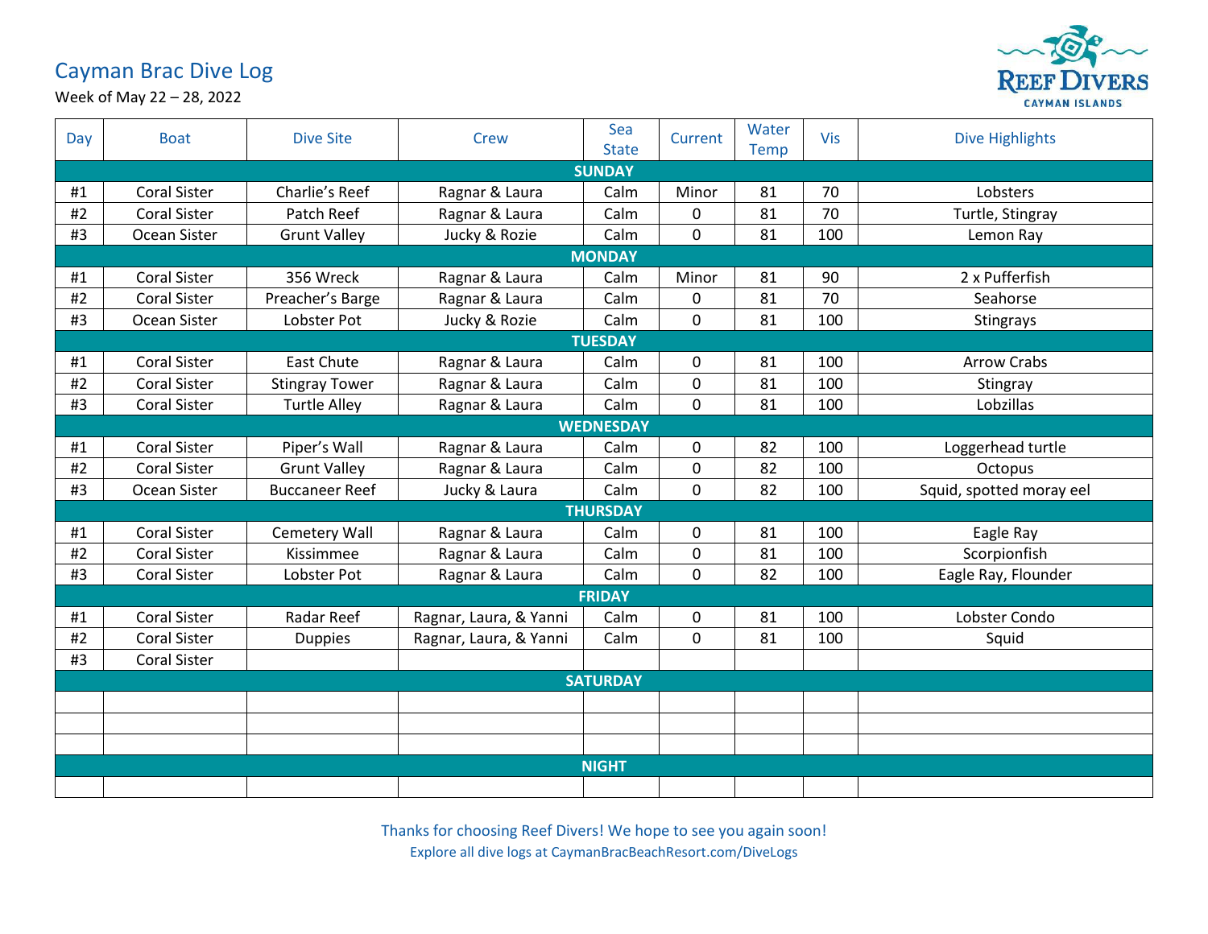# Cayman Brac Dive Log

Week of May 22 – 28, 2022

REEF DIVERS CAYMAN ISLANDS

| Day | Boat | Dive Site | Crew | Sea State | Current | Water Temp | Vis | Dive Highlights |
|---|---|---|---|---|---|---|---|---|
| **SUNDAY** | | | | | | | | |
| #1 | Coral Sister | Charlie's Reef | Ragnar & Laura | Calm | Minor | 81 | 70 | Lobsters |
| #2 | Coral Sister | Patch Reef | Ragnar & Laura | Calm | 0 | 81 | 70 | Turtle, Stingray |
| #3 | Ocean Sister | Grunt Valley | Jucky & Rozie | Calm | 0 | 81 | 100 | Lemon Ray |
| **MONDAY** | | | | | | | | |
| #1 | Coral Sister | 356 Wreck | Ragnar & Laura | Calm | Minor | 81 | 90 | 2 x Pufferfish |
| #2 | Coral Sister | Preacher's Barge | Ragnar & Laura | Calm | 0 | 81 | 70 | Seahorse |
| #3 | Ocean Sister | Lobster Pot | Jucky & Rozie | Calm | 0 | 81 | 100 | Stingrays |
| **TUESDAY** | | | | | | | | |
| #1 | Coral Sister | East Chute | Ragnar & Laura | Calm | 0 | 81 | 100 | Arrow Crabs |
| #2 | Coral Sister | Stingray Tower | Ragnar & Laura | Calm | 0 | 81 | 100 | Stingray |
| #3 | Coral Sister | Turtle Alley | Ragnar & Laura | Calm | 0 | 81 | 100 | Lobzillas |
| **WEDNESDAY** | | | | | | | | |
| #1 | Coral Sister | Piper's Wall | Ragnar & Laura | Calm | 0 | 82 | 100 | Loggerhead turtle |
| #2 | Coral Sister | Grunt Valley | Ragnar & Laura | Calm | 0 | 82 | 100 | Octopus |
| #3 | Ocean Sister | Buccaneer Reef | Jucky & Laura | Calm | 0 | 82 | 100 | Squid, spotted moray eel |
| **THURSDAY** | | | | | | | | |
| #1 | Coral Sister | Cemetery Wall | Ragnar & Laura | Calm | 0 | 81 | 100 | Eagle Ray |
| #2 | Coral Sister | Kissimmee | Ragnar & Laura | Calm | 0 | 81 | 100 | Scorpionfish |
| #3 | Coral Sister | Lobster Pot | Ragnar & Laura | Calm | 0 | 82 | 100 | Eagle Ray, Flounder |
| **FRIDAY** | | | | | | | | |
| #1 | Coral Sister | Radar Reef | Ragnar, Laura, & Yanni | Calm | 0 | 81 | 100 | Lobster Condo |
| #2 | Coral Sister | Duppies | Ragnar, Laura, & Yanni | Calm | 0 | 81 | 100 | Squid |
| #3 | Coral Sister | | | | | | | |
| **SATURDAY** | | | | | | | | |
| | | | | | | | | |
| | | | | | | | | |
| | | | | | | | | |
| **NIGHT** | | | | | | | | |
| | | | | | | | | |

Thanks for choosing Reef Divers! We hope to see you again soon!

Explore all dive logs at CaymanBracBeachResort.com/DiveLogs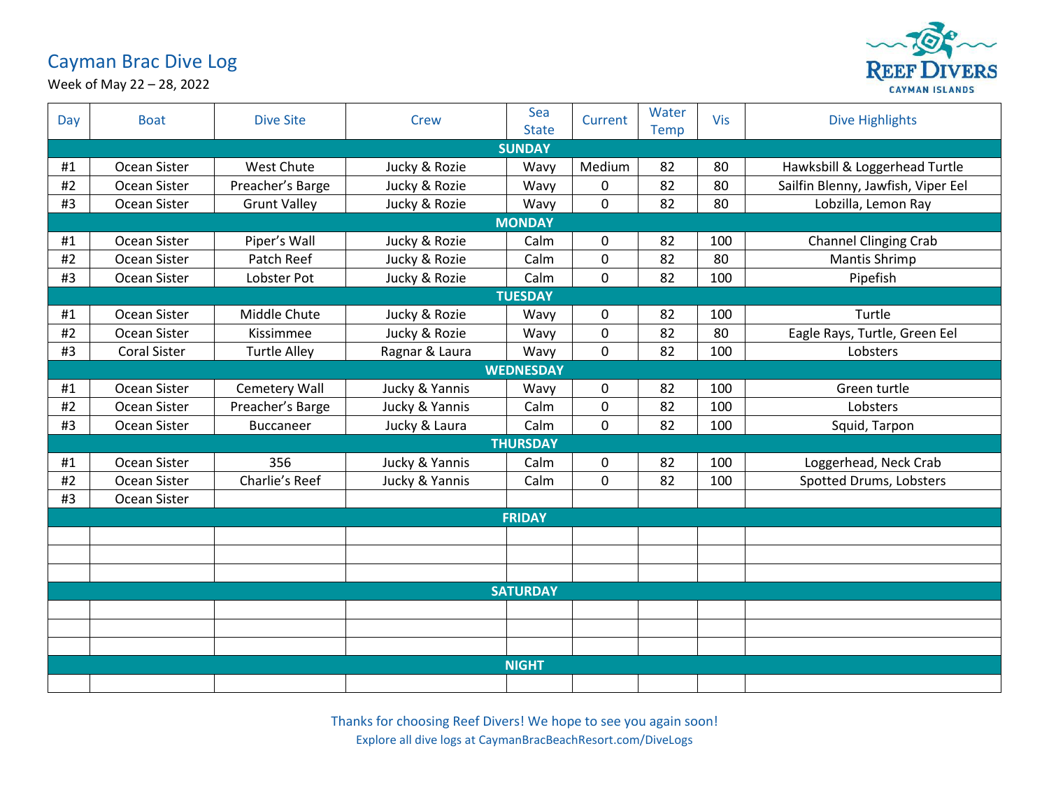# Cayman Brac Dive Log

Week of May 22 – 28, 2022

REEF DIVERS
CAYMAN ISLANDS

| Day | Boat | Dive Site | Crew | Sea State | Current | Water Temp | Vis | Dive Highlights |
|---|---|---|---|---|---|---|---|---|
| **SUNDAY** | | | | | | | | |
| #1 | Ocean Sister | West Chute | Jucky & Rozie | Wavy | Medium | 82 | 80 | Hawksbill & Loggerhead Turtle |
| #2 | Ocean Sister | Preacher's Barge | Jucky & Rozie | Wavy | 0 | 82 | 80 | Sailfin Blenny, Jawfish, Viper Eel |
| #3 | Ocean Sister | Grunt Valley | Jucky & Rozie | Wavy | 0 | 82 | 80 | Lobzilla, Lemon Ray |
| **MONDAY** | | | | | | | | |
| #1 | Ocean Sister | Piper's Wall | Jucky & Rozie | Calm | 0 | 82 | 100 | Channel Clinging Crab |
| #2 | Ocean Sister | Patch Reef | Jucky & Rozie | Calm | 0 | 82 | 80 | Mantis Shrimp |
| #3 | Ocean Sister | Lobster Pot | Jucky & Rozie | Calm | 0 | 82 | 100 | Pipefish |
| **TUESDAY** | | | | | | | | |
| #1 | Ocean Sister | Middle Chute | Jucky & Rozie | Wavy | 0 | 82 | 100 | Turtle |
| #2 | Ocean Sister | Kissimmee | Jucky & Rozie | Wavy | 0 | 82 | 80 | Eagle Rays, Turtle, Green Eel |
| #3 | Coral Sister | Turtle Alley | Ragnar & Laura | Wavy | 0 | 82 | 100 | Lobsters |
| **WEDNESDAY** | | | | | | | | |
| #1 | Ocean Sister | Cemetery Wall | Jucky & Yannis | Wavy | 0 | 82 | 100 | Green turtle |
| #2 | Ocean Sister | Preacher's Barge | Jucky & Yannis | Calm | 0 | 82 | 100 | Lobsters |
| #3 | Ocean Sister | Buccaneer | Jucky & Laura | Calm | 0 | 82 | 100 | Squid, Tarpon |
| **THURSDAY** | | | | | | | | |
| #1 | Ocean Sister | 356 | Jucky & Yannis | Calm | 0 | 82 | 100 | Loggerhead, Neck Crab |
| #2 | Ocean Sister | Charlie's Reef | Jucky & Yannis | Calm | 0 | 82 | 100 | Spotted Drums, Lobsters |
| #3 | Ocean Sister | | | | | | | |
| **FRIDAY** | | | | | | | | |
| | | | | | | | | |
| | | | | | | | | |
| | | | | | | | | |
| **SATURDAY** | | | | | | | | |
| | | | | | | | | |
| | | | | | | | | |
| | | | | | | | | |
| **NIGHT** | | | | | | | | |
| | | | | | | | | |

Thanks for choosing Reef Divers! We hope to see you again soon!

Explore all dive logs at CaymanBracBeachResort.com/DiveLogs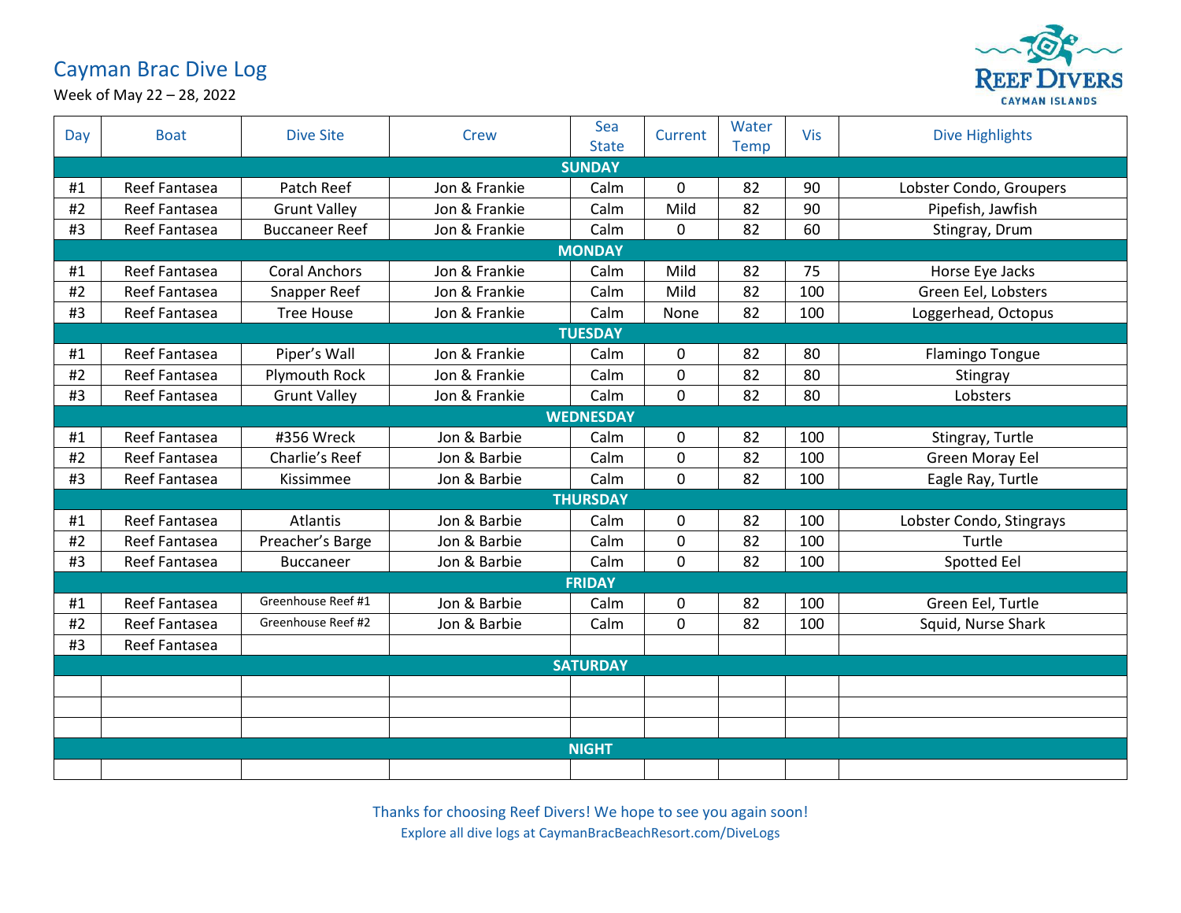# Cayman Brac Dive Log

Week of May 22 – 28, 2022

| Day | Boat | Dive Site | Crew | Sea State | Current | Water Temp | Vis | Dive Highlights |
|---|---|---|---|---|---|---|---|---|
| **SUNDAY** | | | | | | | | |
| #1 | Reef Fantasea | Patch Reef | Jon & Frankie | Calm | 0 | 82 | 90 | Lobster Condo, Groupers |
| #2 | Reef Fantasea | Grunt Valley | Jon & Frankie | Calm | Mild | 82 | 90 | Pipefish, Jawfish |
| #3 | Reef Fantasea | Buccaneer Reef | Jon & Frankie | Calm | 0 | 82 | 60 | Stingray, Drum |
| **MONDAY** | | | | | | | | |
| #1 | Reef Fantasea | Coral Anchors | Jon & Frankie | Calm | Mild | 82 | 75 | Horse Eye Jacks |
| #2 | Reef Fantasea | Snapper Reef | Jon & Frankie | Calm | Mild | 82 | 100 | Green Eel, Lobsters |
| #3 | Reef Fantasea | Tree House | Jon & Frankie | Calm | None | 82 | 100 | Loggerhead, Octopus |
| **TUESDAY** | | | | | | | | |
| #1 | Reef Fantasea | Piper's Wall | Jon & Frankie | Calm | 0 | 82 | 80 | Flamingo Tongue |
| #2 | Reef Fantasea | Plymouth Rock | Jon & Frankie | Calm | 0 | 82 | 80 | Stingray |
| #3 | Reef Fantasea | Grunt Valley | Jon & Frankie | Calm | 0 | 82 | 80 | Lobsters |
| **WEDNESDAY** | | | | | | | | |
| #1 | Reef Fantasea | #356 Wreck | Jon & Barbie | Calm | 0 | 82 | 100 | Stingray, Turtle |
| #2 | Reef Fantasea | Charlie's Reef | Jon & Barbie | Calm | 0 | 82 | 100 | Green Moray Eel |
| #3 | Reef Fantasea | Kissimmee | Jon & Barbie | Calm | 0 | 82 | 100 | Eagle Ray, Turtle |
| **THURSDAY** | | | | | | | | |
| #1 | Reef Fantasea | Atlantis | Jon & Barbie | Calm | 0 | 82 | 100 | Lobster Condo, Stingrays |
| #2 | Reef Fantasea | Preacher's Barge | Jon & Barbie | Calm | 0 | 82 | 100 | Turtle |
| #3 | Reef Fantasea | Buccaneer | Jon & Barbie | Calm | 0 | 82 | 100 | Spotted Eel |
| **FRIDAY** | | | | | | | | |
| #1 | Reef Fantasea | Greenhouse Reef #1 | Jon & Barbie | Calm | 0 | 82 | 100 | Green Eel, Turtle |
| #2 | Reef Fantasea | Greenhouse Reef #2 | Jon & Barbie | Calm | 0 | 82 | 100 | Squid, Nurse Shark |
| #3 | Reef Fantasea | | | | | | | |
| **SATURDAY** | | | | | | | | |
| | | | | | | | | |
| | | | | | | | | |
| | | | | | | | | |
| **NIGHT** | | | | | | | | |
| | | | | | | | | |

Thanks for choosing Reef Divers! We hope to see you again soon!

Explore all dive logs at CaymanBracBeachResort.com/DiveLogs